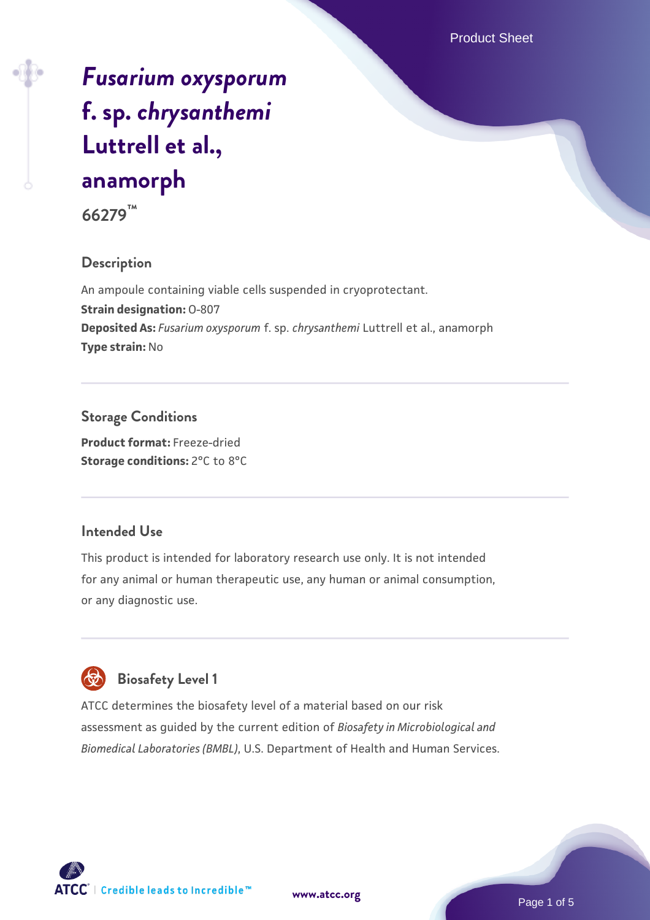# *Fusarium oxysporum* f. sp. *chrysanthemi* Luttrell et al., anamorph

**66279™**

## Description

An ampoule containing viable cells suspended in cryoprotectant.

**Strain designation:** O-807

**Deposited As:** *Fusarium oxysporum* f. sp. *chrysanthemi* Luttrell et al., anamorph

**Type strain:** No

## Storage Conditions

**Product format:** Freeze-dried

**Storage conditions:** 2°C to 8°C

## Intended Use

This product is intended for laboratory research use only. It is not intended for any animal or human therapeutic use, any human or animal consumption, or any diagnostic use.

## Biosafety Level 1

ATCC determines the biosafety level of a material based on our risk assessment as guided by the current edition of *Biosafety in Microbiological and Biomedical Laboratories (BMBL)*, U.S. Department of Health and Human Services.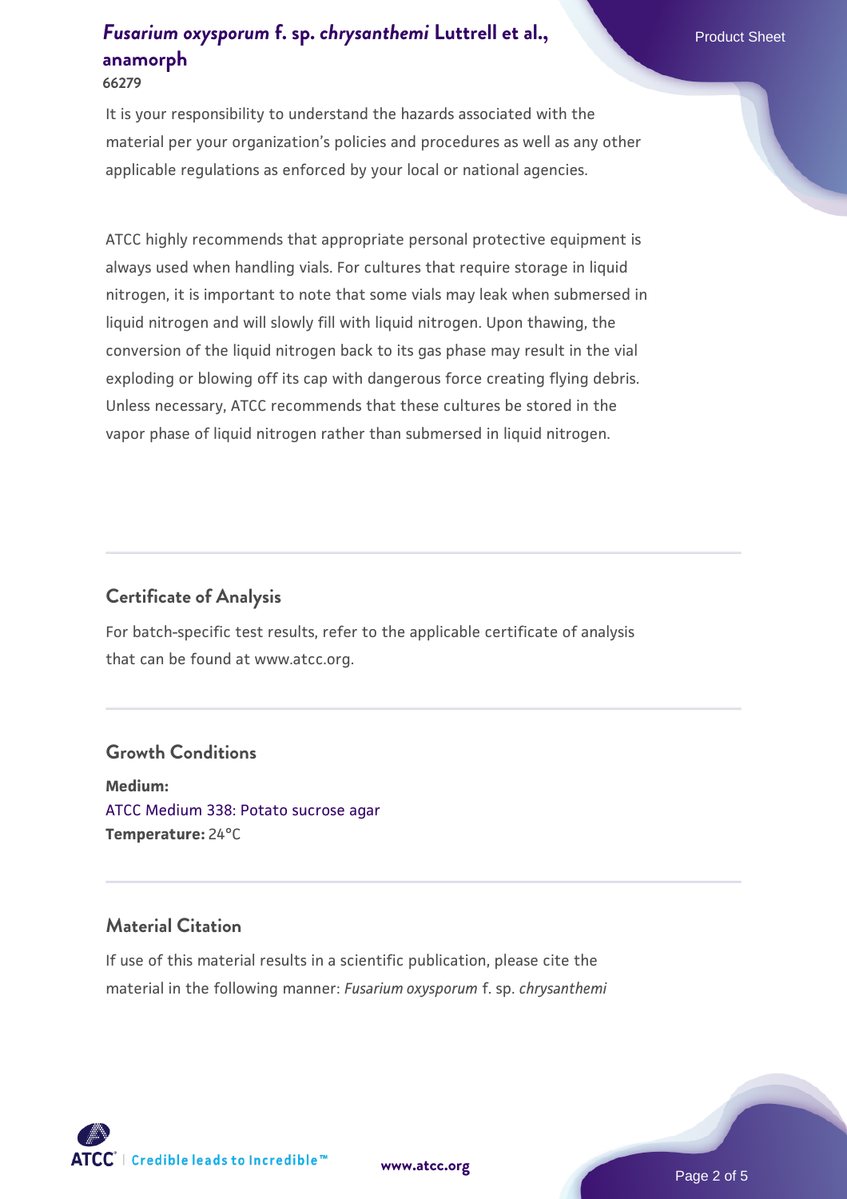It is your responsibility to understand the hazards associated with the material per your organization's policies and procedures as well as any other applicable regulations as enforced by your local or national agencies.

ATCC highly recommends that appropriate personal protective equipment is always used when handling vials. For cultures that require storage in liquid nitrogen, it is important to note that some vials may leak when submersed in liquid nitrogen and will slowly fill with liquid nitrogen. Upon thawing, the conversion of the liquid nitrogen back to its gas phase may result in the vial exploding or blowing off its cap with dangerous force creating flying debris. Unless necessary, ATCC recommends that these cultures be stored in the vapor phase of liquid nitrogen rather than submersed in liquid nitrogen.

## Certificate of Analysis

For batch-specific test results, refer to the applicable certificate of analysis that can be found at www.atcc.org.

## Growth Conditions

**Medium:**
ATCC Medium 338: Potato sucrose agar
**Temperature:** 24°C

## Material Citation

If use of this material results in a scientific publication, please cite the material in the following manner: *Fusarium oxysporum* f. sp. *chrysanthemi*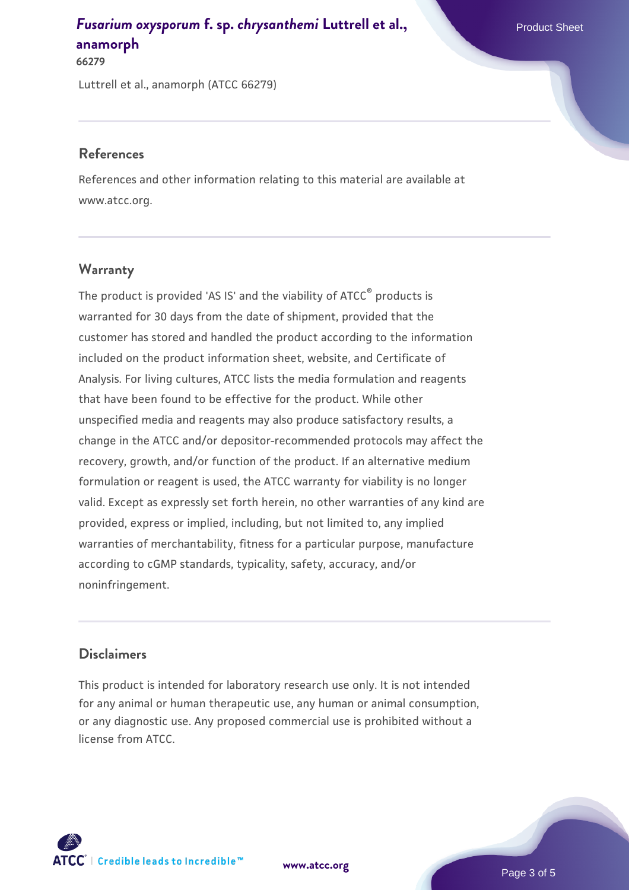Luttrell et al., anamorph (ATCC 66279)

## References

References and other information relating to this material are available at www.atcc.org.

## Warranty

The product is provided 'AS IS' and the viability of ATCC® products is warranted for 30 days from the date of shipment, provided that the customer has stored and handled the product according to the information included on the product information sheet, website, and Certificate of Analysis. For living cultures, ATCC lists the media formulation and reagents that have been found to be effective for the product. While other unspecified media and reagents may also produce satisfactory results, a change in the ATCC and/or depositor-recommended protocols may affect the recovery, growth, and/or function of the product. If an alternative medium formulation or reagent is used, the ATCC warranty for viability is no longer valid. Except as expressly set forth herein, no other warranties of any kind are provided, express or implied, including, but not limited to, any implied warranties of merchantability, fitness for a particular purpose, manufacture according to cGMP standards, typicality, safety, accuracy, and/or noninfringement.

## Disclaimers

This product is intended for laboratory research use only. It is not intended for any animal or human therapeutic use, any human or animal consumption, or any diagnostic use. Any proposed commercial use is prohibited without a license from ATCC.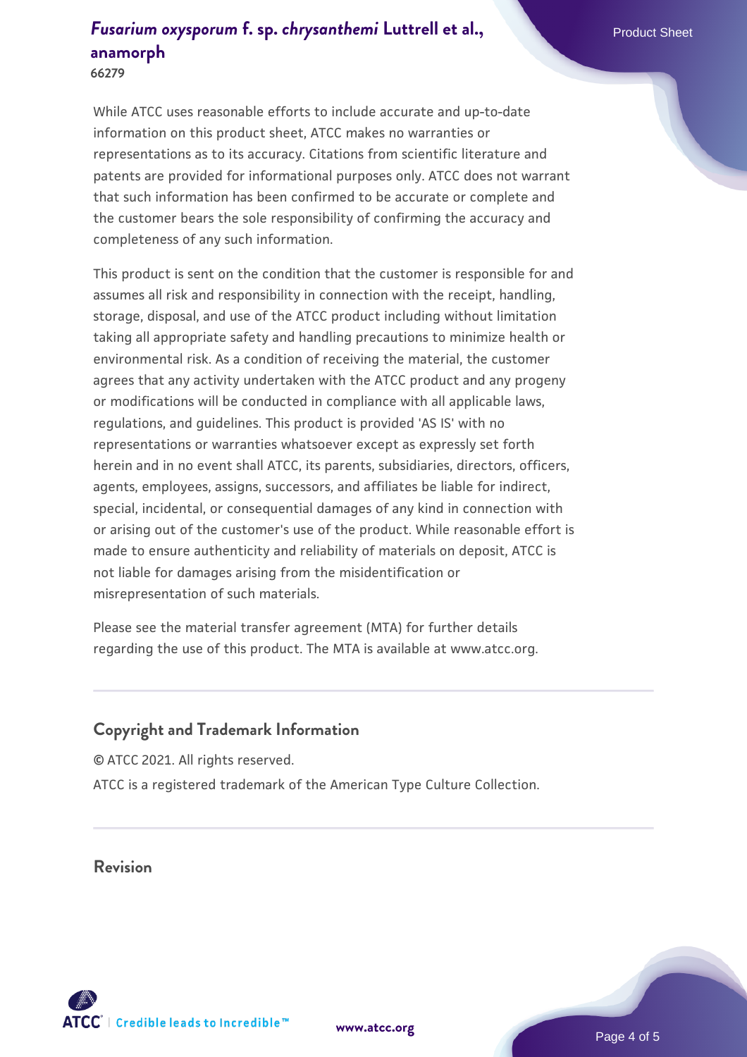While ATCC uses reasonable efforts to include accurate and up-to-date information on this product sheet, ATCC makes no warranties or representations as to its accuracy. Citations from scientific literature and patents are provided for informational purposes only. ATCC does not warrant that such information has been confirmed to be accurate or complete and the customer bears the sole responsibility of confirming the accuracy and completeness of any such information.

This product is sent on the condition that the customer is responsible for and assumes all risk and responsibility in connection with the receipt, handling, storage, disposal, and use of the ATCC product including without limitation taking all appropriate safety and handling precautions to minimize health or environmental risk. As a condition of receiving the material, the customer agrees that any activity undertaken with the ATCC product and any progeny or modifications will be conducted in compliance with all applicable laws, regulations, and guidelines. This product is provided 'AS IS' with no representations or warranties whatsoever except as expressly set forth herein and in no event shall ATCC, its parents, subsidiaries, directors, officers, agents, employees, assigns, successors, and affiliates be liable for indirect, special, incidental, or consequential damages of any kind in connection with or arising out of the customer's use of the product. While reasonable effort is made to ensure authenticity and reliability of materials on deposit, ATCC is not liable for damages arising from the misidentification or misrepresentation of such materials.

Please see the material transfer agreement (MTA) for further details regarding the use of this product. The MTA is available at www.atcc.org.

## Copyright and Trademark Information

© ATCC 2021. All rights reserved.

ATCC is a registered trademark of the American Type Culture Collection.

## Revision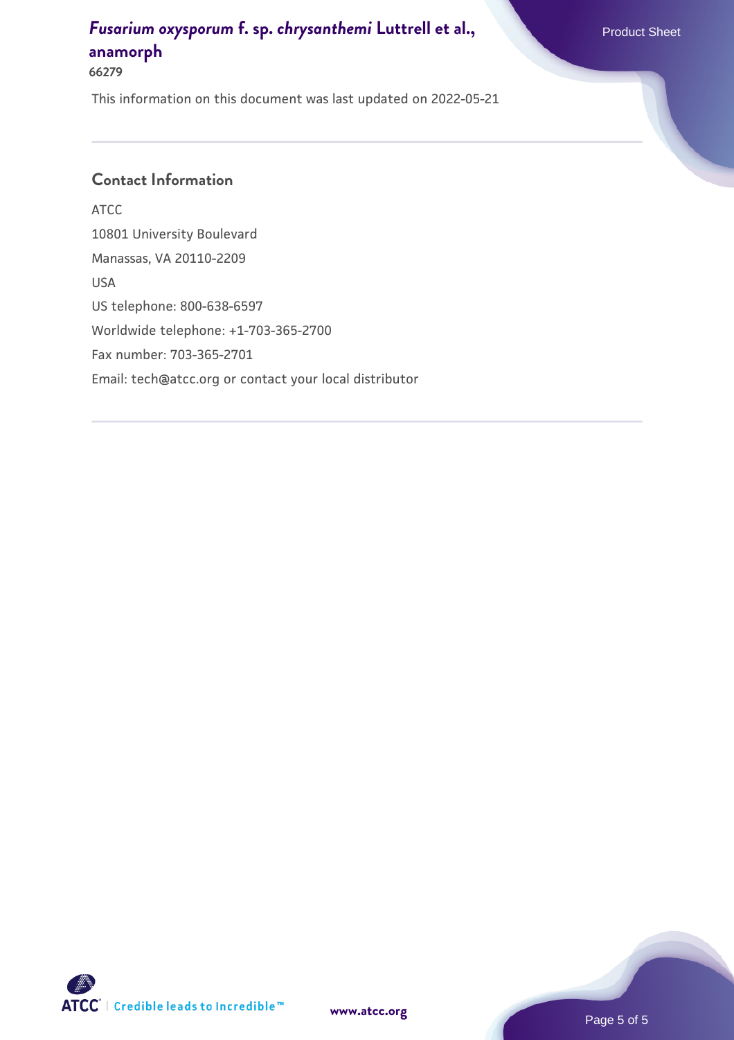This information on this document was last updated on 2022-05-21

## Contact Information

ATCC
10801 University Boulevard
Manassas, VA 20110-2209
USA
US telephone: 800-638-6597
Worldwide telephone: +1-703-365-2700
Fax number: 703-365-2701
Email: tech@atcc.org or contact your local distributor